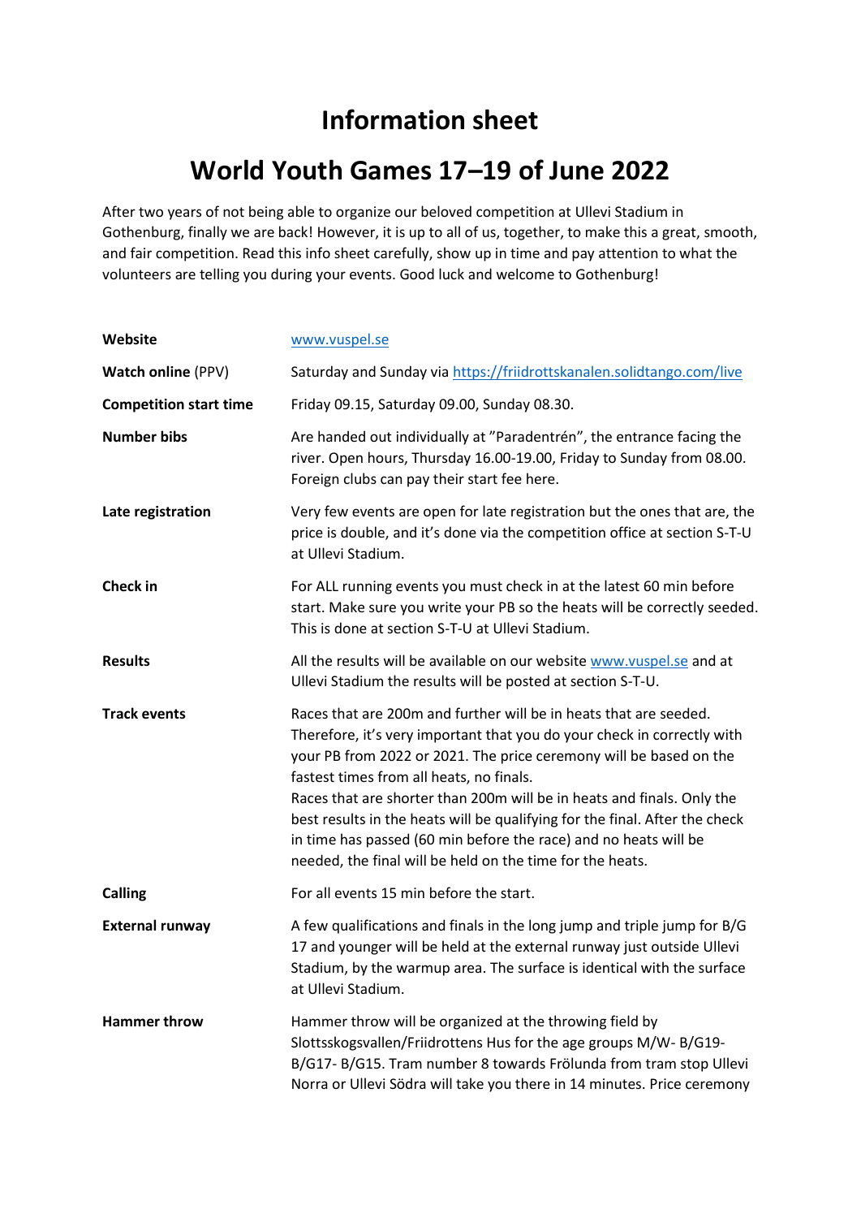# Information sheet

# World Youth Games 17–19 of June 2022

After two years of not being able to organize our beloved competition at Ullevi Stadium in Gothenburg, finally we are back! However, it is up to all of us, together, to make this a great, smooth, and fair competition. Read this info sheet carefully, show up in time and pay attention to what the volunteers are telling you during your events. Good luck and welcome to Gothenburg!

| | |
|---|---|
| **Website** | www.vuspel.se |
| **Watch online** (PPV) | Saturday and Sunday via https://friidrottskanalen.solidtango.com/live |
| **Competition start time** | Friday 09.15, Saturday 09.00, Sunday 08.30. |
| **Number bibs** | Are handed out individually at ”Paradentrén”, the entrance facing the river. Open hours, Thursday 16.00-19.00, Friday to Sunday from 08.00. Foreign clubs can pay their start fee here. |
| **Late registration** | Very few events are open for late registration but the ones that are, the price is double, and it's done via the competition office at section S-T-U at Ullevi Stadium. |
| **Check in** | For ALL running events you must check in at the latest 60 min before start. Make sure you write your PB so the heats will be correctly seeded. This is done at section S-T-U at Ullevi Stadium. |
| **Results** | All the results will be available on our website www.vuspel.se and at Ullevi Stadium the results will be posted at section S-T-U. |
| **Track events** | Races that are 200m and further will be in heats that are seeded. Therefore, it's very important that you do your check in correctly with your PB from 2022 or 2021. The price ceremony will be based on the fastest times from all heats, no finals.<br>Races that are shorter than 200m will be in heats and finals. Only the best results in the heats will be qualifying for the final. After the check in time has passed (60 min before the race) and no heats will be needed, the final will be held on the time for the heats. |
| **Calling** | For all events 15 min before the start. |
| **External runway** | A few qualifications and finals in the long jump and triple jump for B/G 17 and younger will be held at the external runway just outside Ullevi Stadium, by the warmup area. The surface is identical with the surface at Ullevi Stadium. |
| **Hammer throw** | Hammer throw will be organized at the throwing field by Slottsskogsvallen/Friidrottens Hus for the age groups M/W- B/G19- B/G17- B/G15. Tram number 8 towards Frölunda from tram stop Ullevi Norra or Ullevi Södra will take you there in 14 minutes. Price ceremony |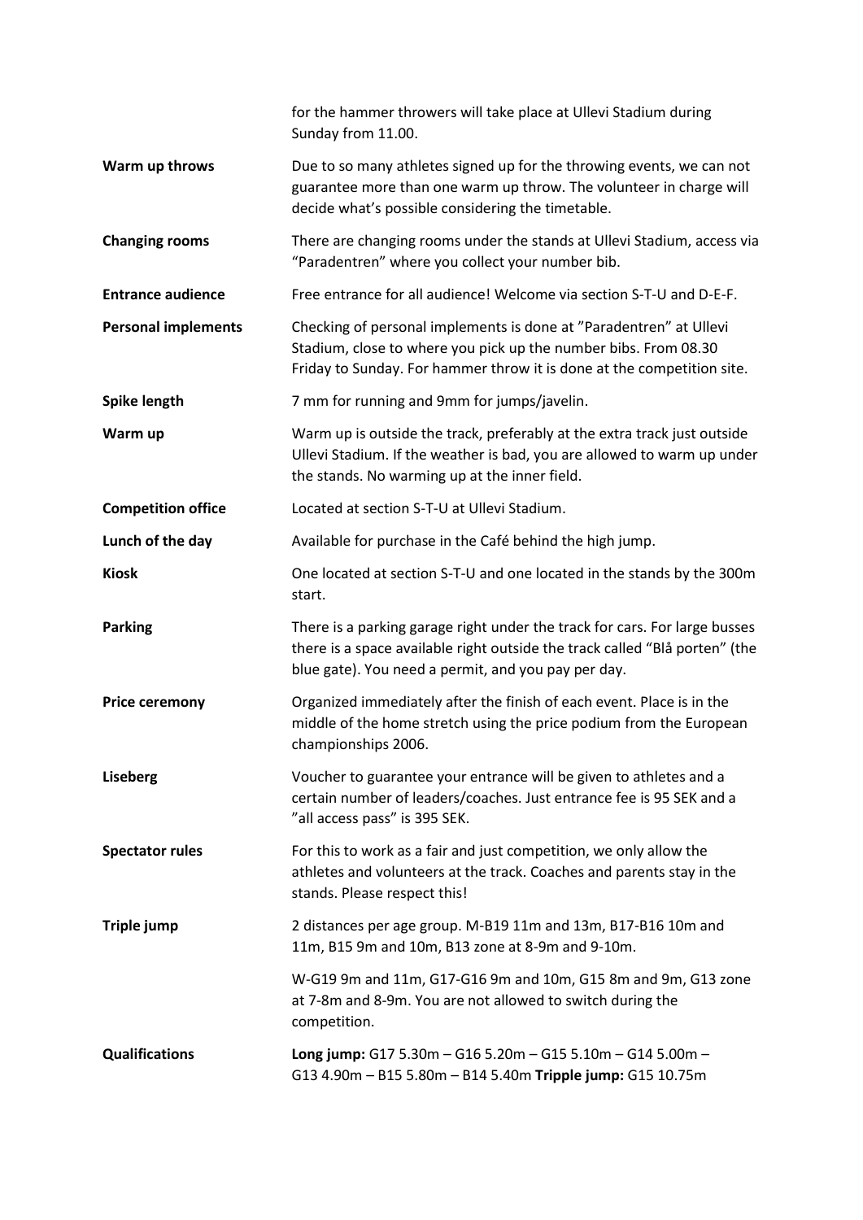| | |
|---|---|
| | for the hammer throwers will take place at Ullevi Stadium during Sunday from 11.00. |
| **Warm up throws** | Due to so many athletes signed up for the throwing events, we can not guarantee more than one warm up throw. The volunteer in charge will decide what's possible considering the timetable. |
| **Changing rooms** | There are changing rooms under the stands at Ullevi Stadium, access via "Paradentren" where you collect your number bib. |
| **Entrance audience** | Free entrance for all audience! Welcome via section S-T-U and D-E-F. |
| **Personal implements** | Checking of personal implements is done at "Paradentren" at Ullevi Stadium, close to where you pick up the number bibs. From 08.30 Friday to Sunday. For hammer throw it is done at the competition site. |
| **Spike length** | 7 mm for running and 9mm for jumps/javelin. |
| **Warm up** | Warm up is outside the track, preferably at the extra track just outside Ullevi Stadium. If the weather is bad, you are allowed to warm up under the stands. No warming up at the inner field. |
| **Competition office** | Located at section S-T-U at Ullevi Stadium. |
| **Lunch of the day** | Available for purchase in the Café behind the high jump. |
| **Kiosk** | One located at section S-T-U and one located in the stands by the 300m start. |
| **Parking** | There is a parking garage right under the track for cars. For large busses there is a space available right outside the track called "Blå porten" (the blue gate). You need a permit, and you pay per day. |
| **Price ceremony** | Organized immediately after the finish of each event. Place is in the middle of the home stretch using the price podium from the European championships 2006. |
| **Liseberg** | Voucher to guarantee your entrance will be given to athletes and a certain number of leaders/coaches. Just entrance fee is 95 SEK and a "all access pass" is 395 SEK. |
| **Spectator rules** | For this to work as a fair and just competition, we only allow the athletes and volunteers at the track. Coaches and parents stay in the stands. Please respect this! |
| **Triple jump** | 2 distances per age group. M-B19 11m and 13m, B17-B16 10m and 11m, B15 9m and 10m, B13 zone at 8-9m and 9-10m. W-G19 9m and 11m, G17-G16 9m and 10m, G15 8m and 9m, G13 zone at 7-8m and 8-9m. You are not allowed to switch during the competition. |
| **Qualifications** | **Long jump:** G17 5.30m – G16 5.20m – G15 5.10m – G14 5.00m – G13 4.90m – B15 5.80m – B14 5.40m **Tripple jump:** G15 10.75m |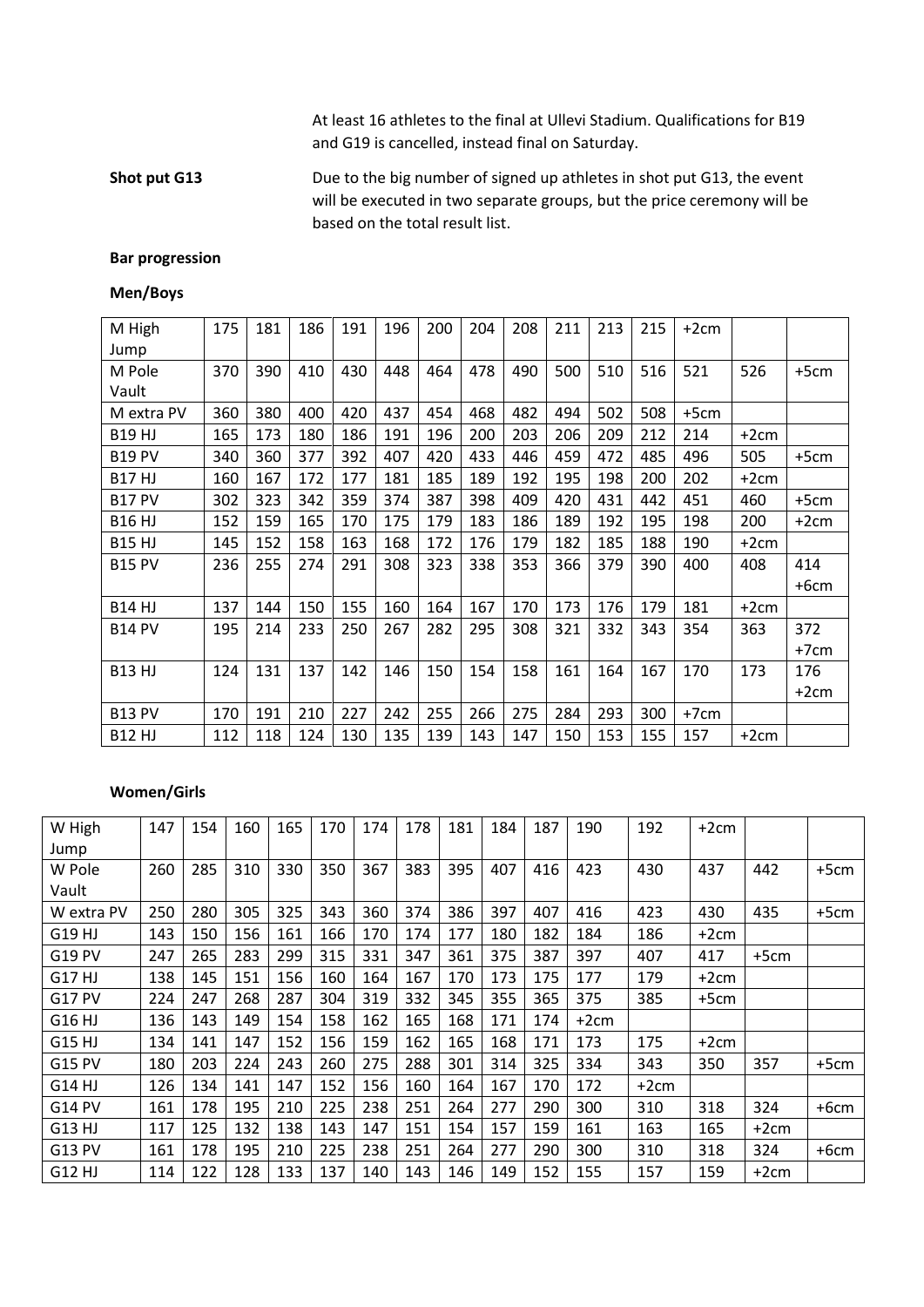At least 16 athletes to the final at Ullevi Stadium. Qualifications for B19 and G19 is cancelled, instead final on Saturday.

**Shot put G13** Due to the big number of signed up athletes in shot put G13, the event will be executed in two separate groups, but the price ceremony will be based on the total result list.

**Bar progression**

**Men/Boys**

| | | | | | | | | | | | | | | |
|---|---|---|---|---|---|---|---|---|---|---|---|---|---|---|
| M High Jump | 175 | 181 | 186 | 191 | 196 | 200 | 204 | 208 | 211 | 213 | 215 | +2cm | | |
| M Pole Vault | 370 | 390 | 410 | 430 | 448 | 464 | 478 | 490 | 500 | 510 | 516 | 521 | 526 | +5cm |
| M extra PV | 360 | 380 | 400 | 420 | 437 | 454 | 468 | 482 | 494 | 502 | 508 | +5cm | | |
| B19 HJ | 165 | 173 | 180 | 186 | 191 | 196 | 200 | 203 | 206 | 209 | 212 | 214 | +2cm | |
| B19 PV | 340 | 360 | 377 | 392 | 407 | 420 | 433 | 446 | 459 | 472 | 485 | 496 | 505 | +5cm |
| B17 HJ | 160 | 167 | 172 | 177 | 181 | 185 | 189 | 192 | 195 | 198 | 200 | 202 | +2cm | |
| B17 PV | 302 | 323 | 342 | 359 | 374 | 387 | 398 | 409 | 420 | 431 | 442 | 451 | 460 | +5cm |
| B16 HJ | 152 | 159 | 165 | 170 | 175 | 179 | 183 | 186 | 189 | 192 | 195 | 198 | 200 | +2cm |
| B15 HJ | 145 | 152 | 158 | 163 | 168 | 172 | 176 | 179 | 182 | 185 | 188 | 190 | +2cm | |
| B15 PV | 236 | 255 | 274 | 291 | 308 | 323 | 338 | 353 | 366 | 379 | 390 | 400 | 408 | 414 +6cm |
| B14 HJ | 137 | 144 | 150 | 155 | 160 | 164 | 167 | 170 | 173 | 176 | 179 | 181 | +2cm | |
| B14 PV | 195 | 214 | 233 | 250 | 267 | 282 | 295 | 308 | 321 | 332 | 343 | 354 | 363 | 372 +7cm |
| B13 HJ | 124 | 131 | 137 | 142 | 146 | 150 | 154 | 158 | 161 | 164 | 167 | 170 | 173 | 176 +2cm |
| B13 PV | 170 | 191 | 210 | 227 | 242 | 255 | 266 | 275 | 284 | 293 | 300 | +7cm | | |
| B12 HJ | 112 | 118 | 124 | 130 | 135 | 139 | 143 | 147 | 150 | 153 | 155 | 157 | +2cm | |

**Women/Girls**

| | | | | | | | | | | | | | | |
|---|---|---|---|---|---|---|---|---|---|---|---|---|---|---|
| W High Jump | 147 | 154 | 160 | 165 | 170 | 174 | 178 | 181 | 184 | 187 | 190 | 192 | +2cm | | |
| W Pole Vault | 260 | 285 | 310 | 330 | 350 | 367 | 383 | 395 | 407 | 416 | 423 | 430 | 437 | 442 | +5cm |
| W extra PV | 250 | 280 | 305 | 325 | 343 | 360 | 374 | 386 | 397 | 407 | 416 | 423 | 430 | 435 | +5cm |
| G19 HJ | 143 | 150 | 156 | 161 | 166 | 170 | 174 | 177 | 180 | 182 | 184 | 186 | +2cm | | |
| G19 PV | 247 | 265 | 283 | 299 | 315 | 331 | 347 | 361 | 375 | 387 | 397 | 407 | 417 | +5cm | |
| G17 HJ | 138 | 145 | 151 | 156 | 160 | 164 | 167 | 170 | 173 | 175 | 177 | 179 | +2cm | | |
| G17 PV | 224 | 247 | 268 | 287 | 304 | 319 | 332 | 345 | 355 | 365 | 375 | 385 | +5cm | | |
| G16 HJ | 136 | 143 | 149 | 154 | 158 | 162 | 165 | 168 | 171 | 174 | +2cm | | | | |
| G15 HJ | 134 | 141 | 147 | 152 | 156 | 159 | 162 | 165 | 168 | 171 | 173 | 175 | +2cm | | |
| G15 PV | 180 | 203 | 224 | 243 | 260 | 275 | 288 | 301 | 314 | 325 | 334 | 343 | 350 | 357 | +5cm |
| G14 HJ | 126 | 134 | 141 | 147 | 152 | 156 | 160 | 164 | 167 | 170 | 172 | +2cm | | | |
| G14 PV | 161 | 178 | 195 | 210 | 225 | 238 | 251 | 264 | 277 | 290 | 300 | 310 | 318 | 324 | +6cm |
| G13 HJ | 117 | 125 | 132 | 138 | 143 | 147 | 151 | 154 | 157 | 159 | 161 | 163 | 165 | +2cm | |
| G13 PV | 161 | 178 | 195 | 210 | 225 | 238 | 251 | 264 | 277 | 290 | 300 | 310 | 318 | 324 | +6cm |
| G12 HJ | 114 | 122 | 128 | 133 | 137 | 140 | 143 | 146 | 149 | 152 | 155 | 157 | 159 | +2cm | |